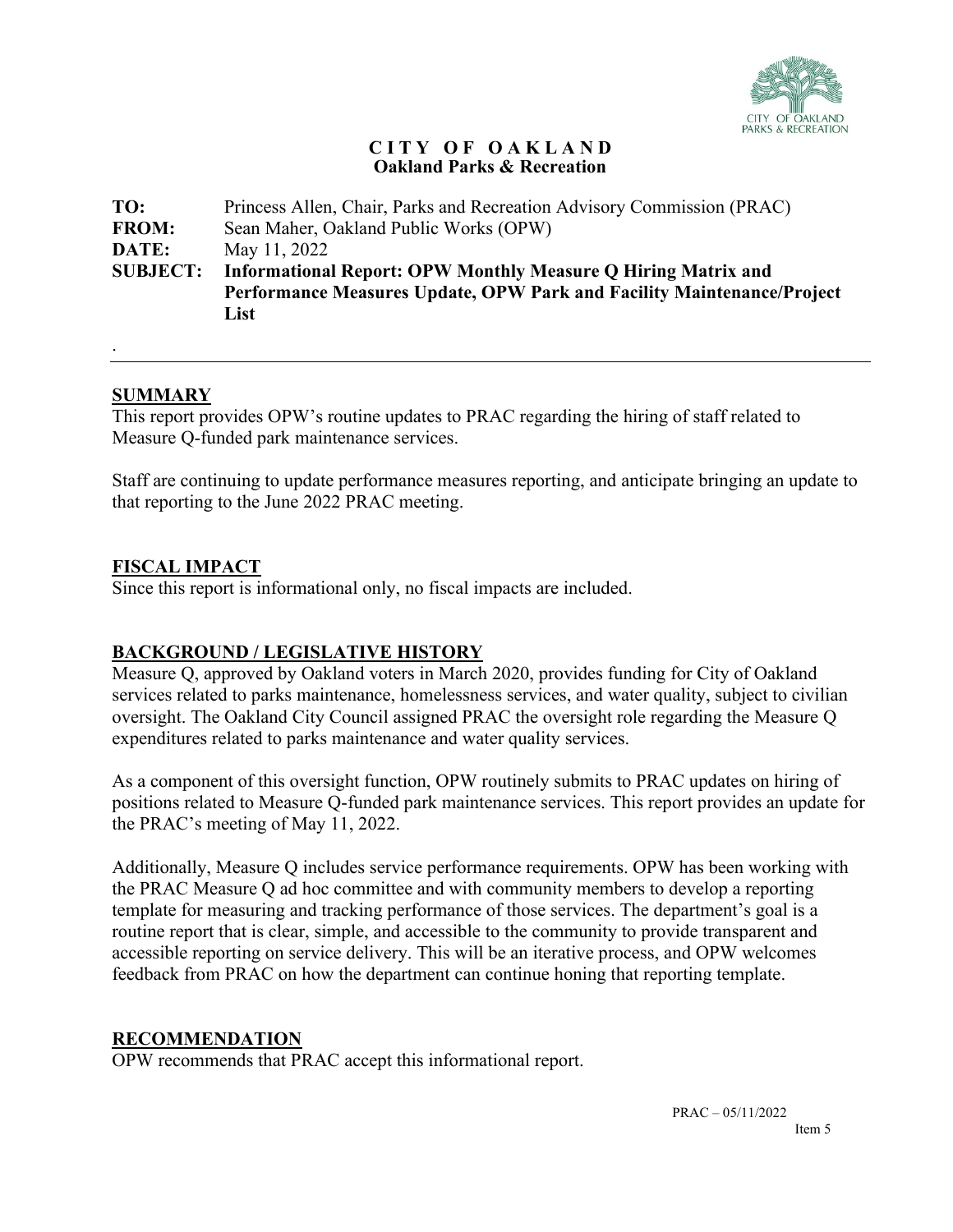**CITY OF OAKLAND**
**Oakland Parks & Recreation**

**TO:** Princess Allen, Chair, Parks and Recreation Advisory Commission (PRAC)
**FROM:** Sean Maher, Oakland Public Works (OPW)
**DATE:** May 11, 2022
**SUBJECT:** **Informational Report: OPW Monthly Measure Q Hiring Matrix and Performance Measures Update, OPW Park and Facility Maintenance/Project List**

.

---

## SUMMARY

This report provides OPW's routine updates to PRAC regarding the hiring of staff related to Measure Q-funded park maintenance services.

Staff are continuing to update performance measures reporting, and anticipate bringing an update to that reporting to the June 2022 PRAC meeting.

## FISCAL IMPACT

Since this report is informational only, no fiscal impacts are included.

## BACKGROUND / LEGISLATIVE HISTORY

Measure Q, approved by Oakland voters in March 2020, provides funding for City of Oakland services related to parks maintenance, homelessness services, and water quality, subject to civilian oversight. The Oakland City Council assigned PRAC the oversight role regarding the Measure Q expenditures related to parks maintenance and water quality services.

As a component of this oversight function, OPW routinely submits to PRAC updates on hiring of positions related to Measure Q-funded park maintenance services. This report provides an update for the PRAC's meeting of May 11, 2022.

Additionally, Measure Q includes service performance requirements. OPW has been working with the PRAC Measure Q ad hoc committee and with community members to develop a reporting template for measuring and tracking performance of those services. The department's goal is a routine report that is clear, simple, and accessible to the community to provide transparent and accessible reporting on service delivery. This will be an iterative process, and OPW welcomes feedback from PRAC on how the department can continue honing that reporting template.

## RECOMMENDATION

OPW recommends that PRAC accept this informational report.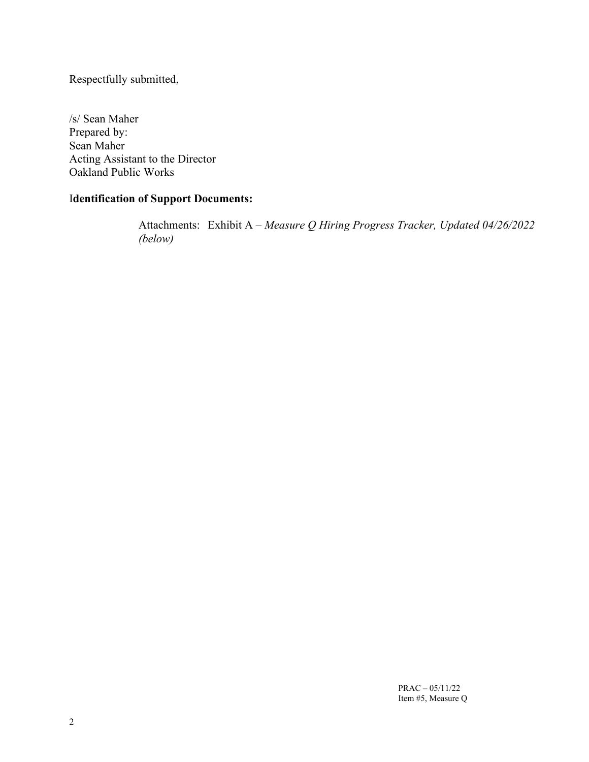Respectfully submitted,

/s/ Sean Maher
Prepared by:
Sean Maher
Acting Assistant to the Director
Oakland Public Works

**Identification of Support Documents:**

Attachments: Exhibit A – *Measure Q Hiring Progress Tracker, Updated 04/26/2022 (below)*

PRAC – 05/11/22
Item #5, Measure Q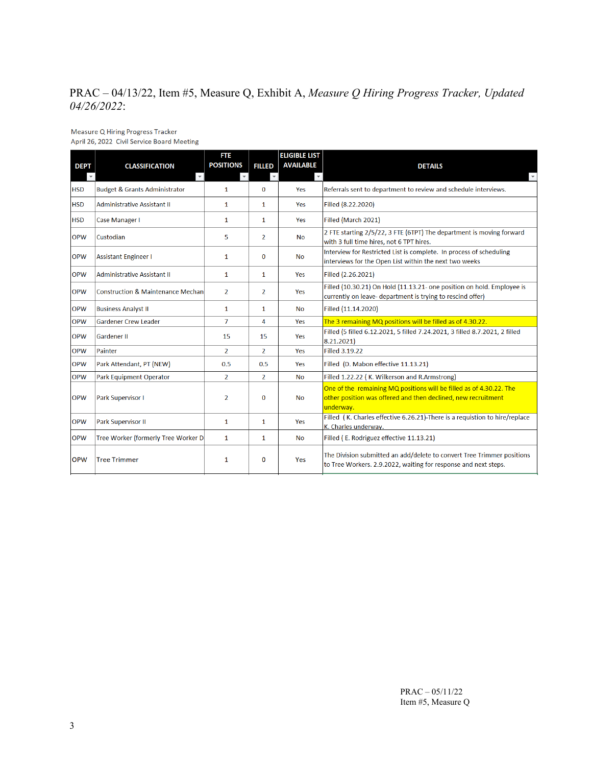PRAC – 04/13/22, Item #5, Measure Q, Exhibit A, *Measure Q Hiring Progress Tracker, Updated 04/26/2022*:

Measure Q Hiring Progress Tracker
April 26, 2022 Civil Service Board Meeting

| DEPT | CLASSIFICATION | FTE POSITIONS | FILLED | ELIGIBLE LIST AVAILABLE | DETAILS |
|---|---|---|---|---|---|
| HSD | Budget & Grants Administrator | 1 | 0 | Yes | Referrals sent to department to review and schedule interviews. |
| HSD | Administrative Assistant II | 1 | 1 | Yes | Filled (8.22.2020) |
| HSD | Case Manager I | 1 | 1 | Yes | Filled (March 2021) |
| OPW | Custodian | 5 | 2 | No | 2 FTE starting 2/5/22, 3 FTE (6TPT) The department is moving forward with 3 full time hires, not 6 TPT hires. |
| OPW | Assistant Engineer I | 1 | 0 | No | Interview for Restricted List is complete. In process of scheduling interviews for the Open List within the next two weeks |
| OPW | Administrative Assistant II | 1 | 1 | Yes | Filled (2.26.2021) |
| OPW | Construction & Maintenance Mechan | 2 | 2 | Yes | Filled (10.30.21) On Hold (11.13.21- one position on hold. Employee is currently on leave- department is trying to rescind offer) |
| OPW | Business Analyst II | 1 | 1 | No | Filled (11.14.2020) |
| OPW | Gardener Crew Leader | 7 | 4 | Yes | The 3 remaining MQ positions will be filled as of 4.30.22. |
| OPW | Gardener II | 15 | 15 | Yes | Filled (5 filled 6.12.2021, 5 filled 7.24.2021, 3 filled 8.7.2021, 2 filled 8.21.2021) |
| OPW | Painter | 2 | 2 | Yes | Filled 3.19.22 |
| OPW | Park Attendant, PT (NEW) | 0.5 | 0.5 | Yes | Filled (D. Mabon effective 11.13.21) |
| OPW | Park Equipment Operator | 2 | 2 | No | Filled 1.22.22 ( K. Wilkerson and R.Armstrong) |
| OPW | Park Supervisor I | 2 | 0 | No | One of the remaining MQ positions will be filled as of 4.30.22. The other position was offered and then declined, new recruitment underway. |
| OPW | Park Supervisor II | 1 | 1 | Yes | Filled ( K. Charles effective 6.26.21)-There is a requistion to hire/replace K. Charles underway. |
| OPW | Tree Worker (formerly Tree Worker D | 1 | 1 | No | Filled ( E. Rodriguez effective 11.13.21) |
| OPW | Tree Trimmer | 1 | 0 | Yes | The Division submitted an add/delete to convert Tree Trimmer positions to Tree Workers. 2.9.2022, waiting for response and next steps. |

PRAC – 05/11/22
Item #5, Measure Q